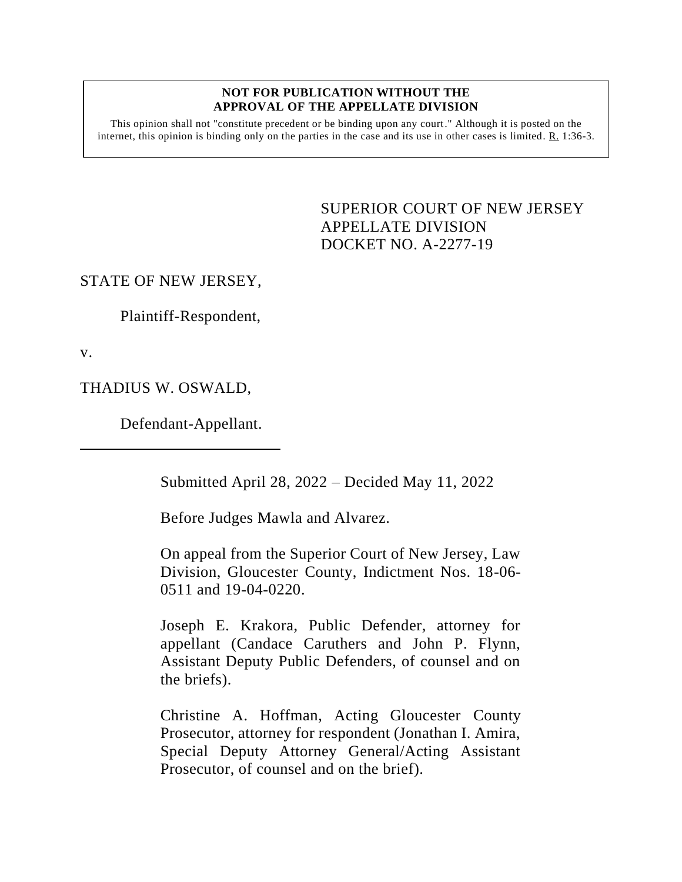**NOT FOR PUBLICATION WITHOUT THE APPROVAL OF THE APPELLATE DIVISION**

This opinion shall not "constitute precedent or be binding upon any court." Although it is posted on the internet, this opinion is binding only on the parties in the case and its use in other cases is limited. R. 1:36-3.

SUPERIOR COURT OF NEW JERSEY
APPELLATE DIVISION
DOCKET NO. A-2277-19

STATE OF NEW JERSEY,

Plaintiff-Respondent,

v.

THADIUS W. OSWALD,

Defendant-Appellant.

---

Submitted April 28, 2022 – Decided May 11, 2022

Before Judges Mawla and Alvarez.

On appeal from the Superior Court of New Jersey, Law Division, Gloucester County, Indictment Nos. 18-06-0511 and 19-04-0220.

Joseph E. Krakora, Public Defender, attorney for appellant (Candace Caruthers and John P. Flynn, Assistant Deputy Public Defenders, of counsel and on the briefs).

Christine A. Hoffman, Acting Gloucester County Prosecutor, attorney for respondent (Jonathan I. Amira, Special Deputy Attorney General/Acting Assistant Prosecutor, of counsel and on the brief).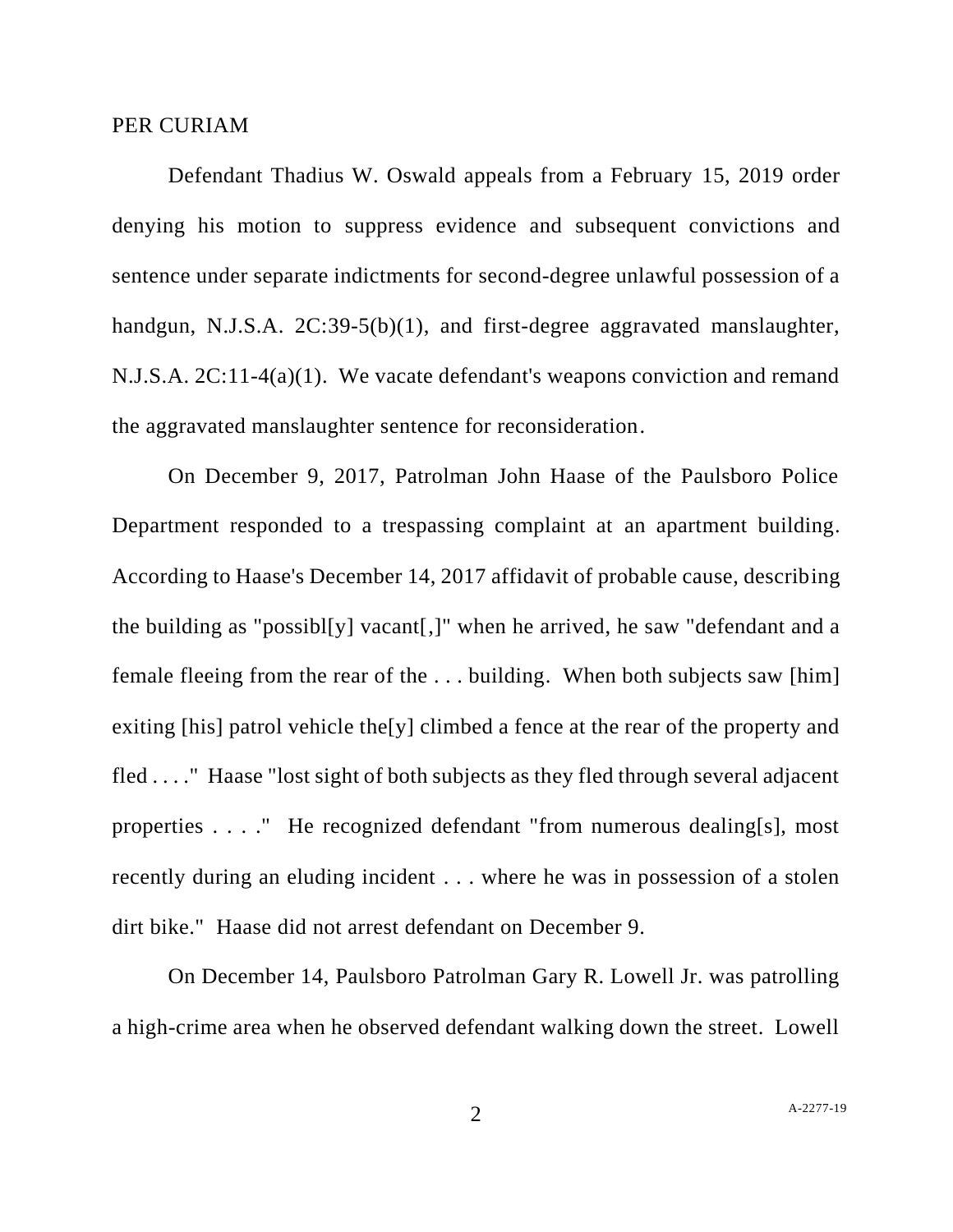PER CURIAM

Defendant Thadius W. Oswald appeals from a February 15, 2019 order denying his motion to suppress evidence and subsequent convictions and sentence under separate indictments for second-degree unlawful possession of a handgun, N.J.S.A. 2C:39-5(b)(1), and first-degree aggravated manslaughter, N.J.S.A. 2C:11-4(a)(1). We vacate defendant's weapons conviction and remand the aggravated manslaughter sentence for reconsideration.

On December 9, 2017, Patrolman John Haase of the Paulsboro Police Department responded to a trespassing complaint at an apartment building. According to Haase's December 14, 2017 affidavit of probable cause, describing the building as "possibl[y] vacant[,]" when he arrived, he saw "defendant and a female fleeing from the rear of the . . . building. When both subjects saw [him] exiting [his] patrol vehicle the[y] climbed a fence at the rear of the property and fled . . . ." Haase "lost sight of both subjects as they fled through several adjacent properties . . . ." He recognized defendant "from numerous dealing[s], most recently during an eluding incident . . . where he was in possession of a stolen dirt bike." Haase did not arrest defendant on December 9.

On December 14, Paulsboro Patrolman Gary R. Lowell Jr. was patrolling a high-crime area when he observed defendant walking down the street. Lowell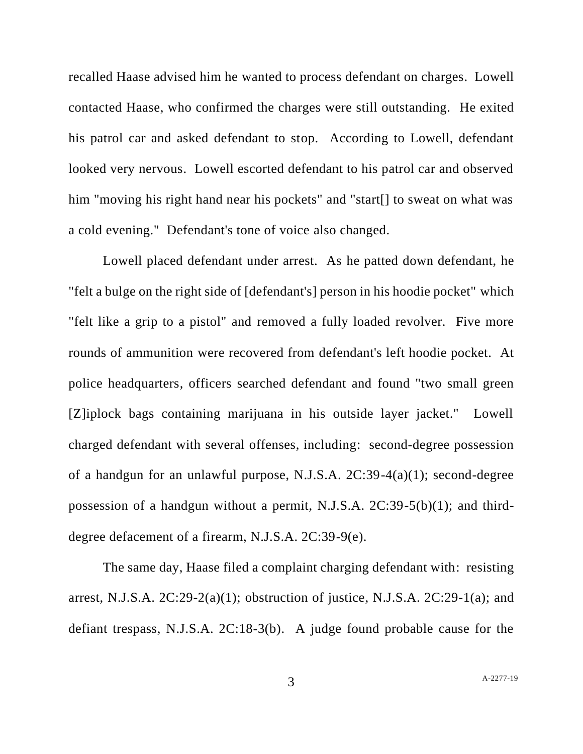recalled Haase advised him he wanted to process defendant on charges. Lowell contacted Haase, who confirmed the charges were still outstanding. He exited his patrol car and asked defendant to stop. According to Lowell, defendant looked very nervous. Lowell escorted defendant to his patrol car and observed him "moving his right hand near his pockets" and "start[] to sweat on what was a cold evening." Defendant's tone of voice also changed.

Lowell placed defendant under arrest. As he patted down defendant, he "felt a bulge on the right side of [defendant's] person in his hoodie pocket" which "felt like a grip to a pistol" and removed a fully loaded revolver. Five more rounds of ammunition were recovered from defendant's left hoodie pocket. At police headquarters, officers searched defendant and found "two small green [Z]iplock bags containing marijuana in his outside layer jacket." Lowell charged defendant with several offenses, including: second-degree possession of a handgun for an unlawful purpose, N.J.S.A. 2C:39-4(a)(1); second-degree possession of a handgun without a permit, N.J.S.A. 2C:39-5(b)(1); and third-degree defacement of a firearm, N.J.S.A. 2C:39-9(e).

The same day, Haase filed a complaint charging defendant with: resisting arrest, N.J.S.A. 2C:29-2(a)(1); obstruction of justice, N.J.S.A. 2C:29-1(a); and defiant trespass, N.J.S.A. 2C:18-3(b). A judge found probable cause for the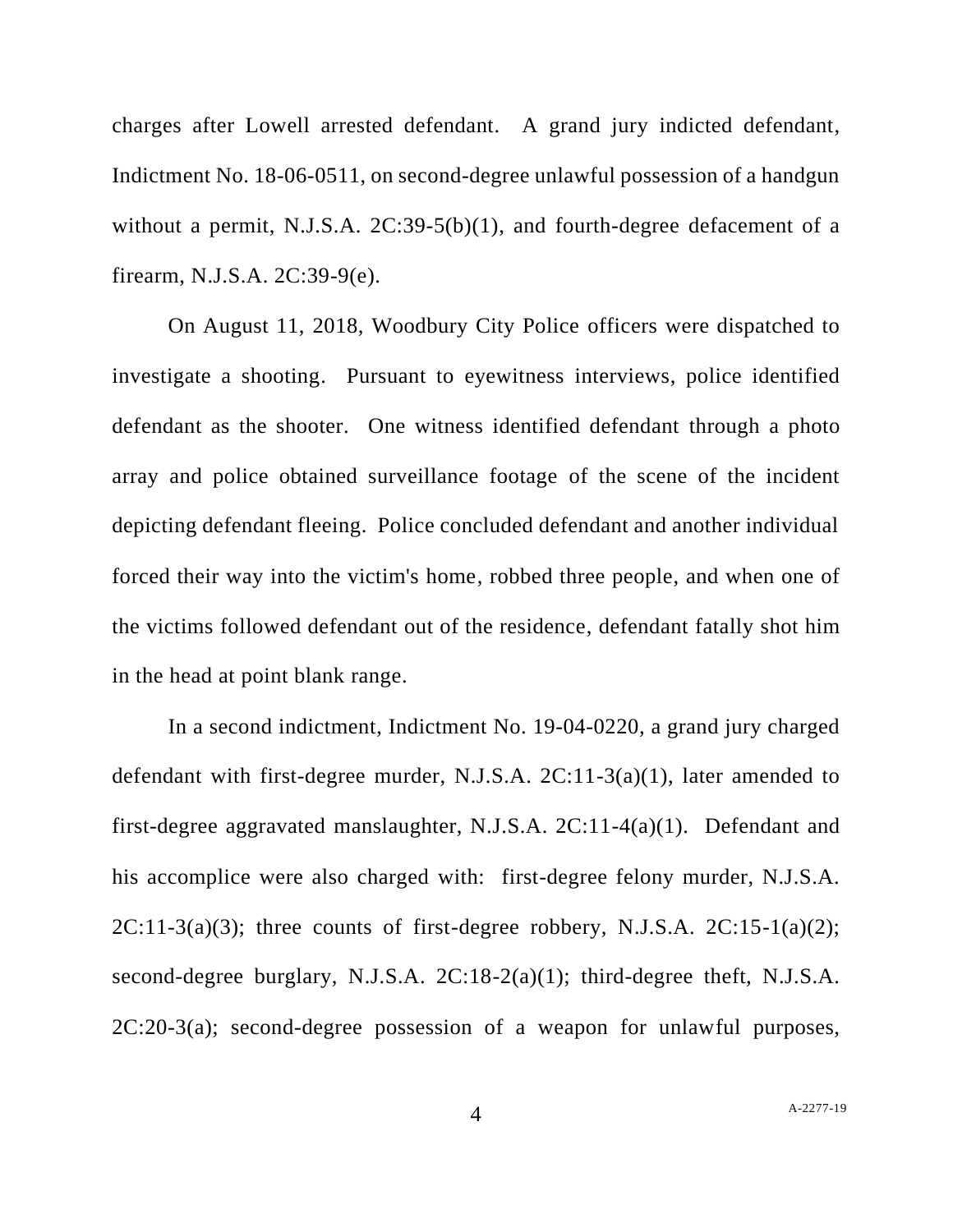charges after Lowell arrested defendant. A grand jury indicted defendant, Indictment No. 18-06-0511, on second-degree unlawful possession of a handgun without a permit, N.J.S.A. 2C:39-5(b)(1), and fourth-degree defacement of a firearm, N.J.S.A. 2C:39-9(e).

On August 11, 2018, Woodbury City Police officers were dispatched to investigate a shooting. Pursuant to eyewitness interviews, police identified defendant as the shooter. One witness identified defendant through a photo array and police obtained surveillance footage of the scene of the incident depicting defendant fleeing. Police concluded defendant and another individual forced their way into the victim's home, robbed three people, and when one of the victims followed defendant out of the residence, defendant fatally shot him in the head at point blank range.

In a second indictment, Indictment No. 19-04-0220, a grand jury charged defendant with first-degree murder, N.J.S.A. 2C:11-3(a)(1), later amended to first-degree aggravated manslaughter, N.J.S.A. 2C:11-4(a)(1). Defendant and his accomplice were also charged with: first-degree felony murder, N.J.S.A. 2C:11-3(a)(3); three counts of first-degree robbery, N.J.S.A. 2C:15-1(a)(2); second-degree burglary, N.J.S.A. 2C:18-2(a)(1); third-degree theft, N.J.S.A. 2C:20-3(a); second-degree possession of a weapon for unlawful purposes,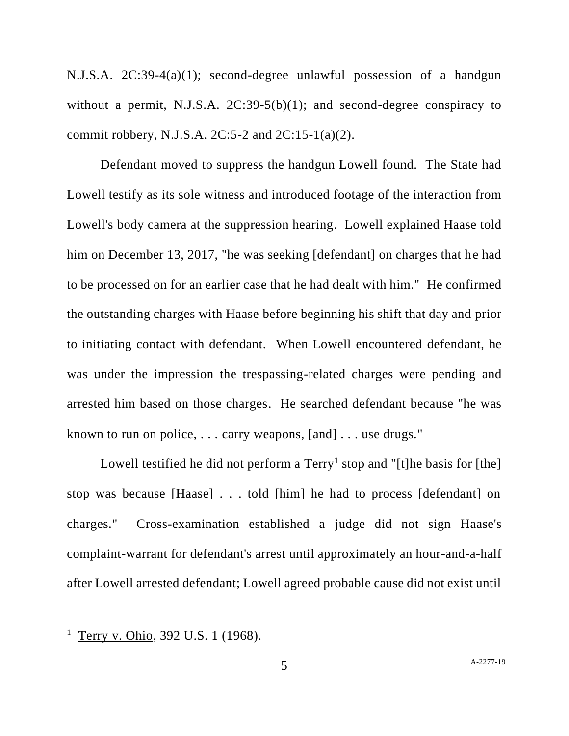N.J.S.A. 2C:39-4(a)(1); second-degree unlawful possession of a handgun without a permit, N.J.S.A. 2C:39-5(b)(1); and second-degree conspiracy to commit robbery, N.J.S.A. 2C:5-2 and 2C:15-1(a)(2).

Defendant moved to suppress the handgun Lowell found. The State had Lowell testify as its sole witness and introduced footage of the interaction from Lowell's body camera at the suppression hearing. Lowell explained Haase told him on December 13, 2017, "he was seeking [defendant] on charges that he had to be processed on for an earlier case that he had dealt with him." He confirmed the outstanding charges with Haase before beginning his shift that day and prior to initiating contact with defendant. When Lowell encountered defendant, he was under the impression the trespassing-related charges were pending and arrested him based on those charges. He searched defendant because "he was known to run on police, . . . carry weapons, [and] . . . use drugs."

Lowell testified he did not perform a Terry[1] stop and "[t]he basis for [the] stop was because [Haase] . . . told [him] he had to process [defendant] on charges." Cross-examination established a judge did not sign Haase's complaint-warrant for defendant's arrest until approximately an hour-and-a-half after Lowell arrested defendant; Lowell agreed probable cause did not exist until

[1] Terry v. Ohio, 392 U.S. 1 (1968).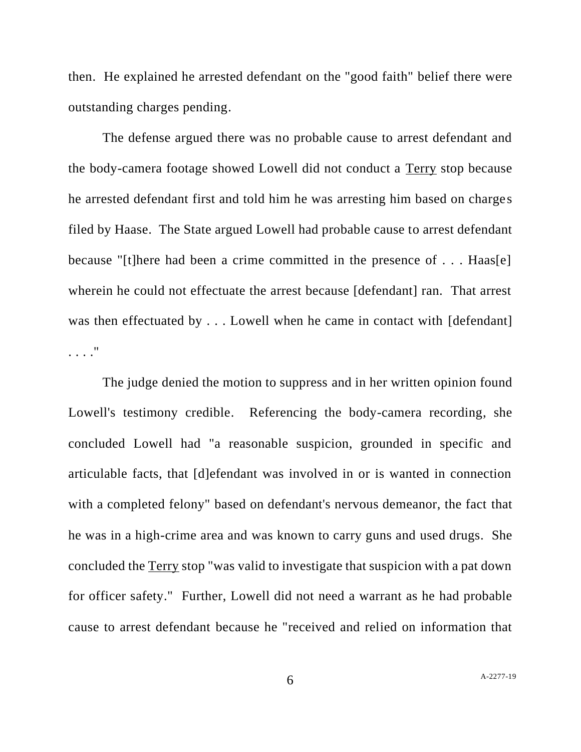then. He explained he arrested defendant on the "good faith" belief there were outstanding charges pending.

The defense argued there was no probable cause to arrest defendant and the body-camera footage showed Lowell did not conduct a Terry stop because he arrested defendant first and told him he was arresting him based on charges filed by Haase. The State argued Lowell had probable cause to arrest defendant because "[t]here had been a crime committed in the presence of . . . Haas[e] wherein he could not effectuate the arrest because [defendant] ran. That arrest was then effectuated by . . . Lowell when he came in contact with [defendant] . . . ."

The judge denied the motion to suppress and in her written opinion found Lowell's testimony credible. Referencing the body-camera recording, she concluded Lowell had "a reasonable suspicion, grounded in specific and articulable facts, that [d]efendant was involved in or is wanted in connection with a completed felony" based on defendant's nervous demeanor, the fact that he was in a high-crime area and was known to carry guns and used drugs. She concluded the Terry stop "was valid to investigate that suspicion with a pat down for officer safety." Further, Lowell did not need a warrant as he had probable cause to arrest defendant because he "received and relied on information that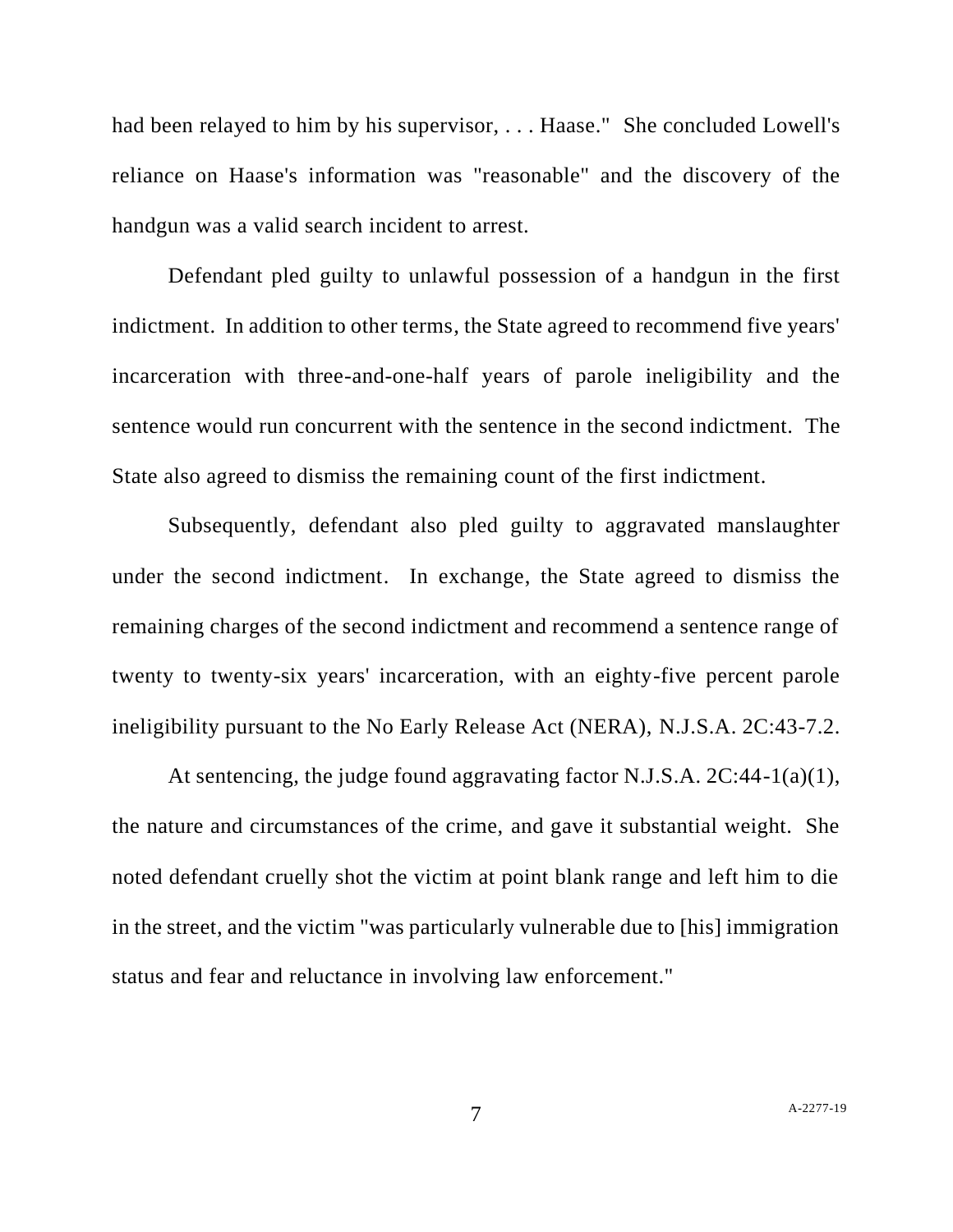had been relayed to him by his supervisor, . . . Haase." She concluded Lowell's reliance on Haase's information was "reasonable" and the discovery of the handgun was a valid search incident to arrest.

Defendant pled guilty to unlawful possession of a handgun in the first indictment. In addition to other terms, the State agreed to recommend five years' incarceration with three-and-one-half years of parole ineligibility and the sentence would run concurrent with the sentence in the second indictment. The State also agreed to dismiss the remaining count of the first indictment.

Subsequently, defendant also pled guilty to aggravated manslaughter under the second indictment. In exchange, the State agreed to dismiss the remaining charges of the second indictment and recommend a sentence range of twenty to twenty-six years' incarceration, with an eighty-five percent parole ineligibility pursuant to the No Early Release Act (NERA), N.J.S.A. 2C:43-7.2.

At sentencing, the judge found aggravating factor N.J.S.A. 2C:44-1(a)(1), the nature and circumstances of the crime, and gave it substantial weight. She noted defendant cruelly shot the victim at point blank range and left him to die in the street, and the victim "was particularly vulnerable due to [his] immigration status and fear and reluctance in involving law enforcement."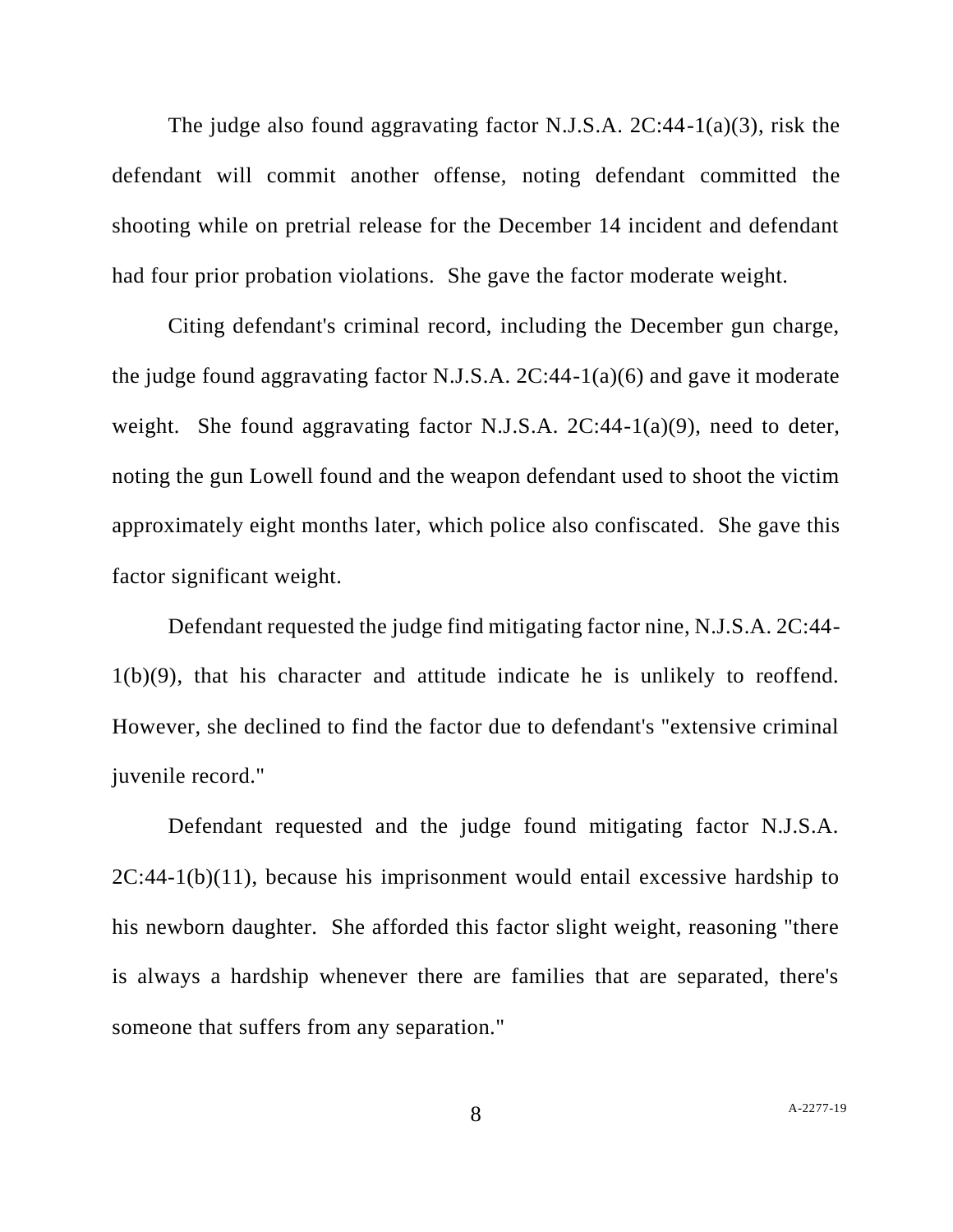The judge also found aggravating factor N.J.S.A. 2C:44-1(a)(3), risk the defendant will commit another offense, noting defendant committed the shooting while on pretrial release for the December 14 incident and defendant had four prior probation violations. She gave the factor moderate weight.

Citing defendant's criminal record, including the December gun charge, the judge found aggravating factor N.J.S.A. 2C:44-1(a)(6) and gave it moderate weight. She found aggravating factor N.J.S.A. 2C:44-1(a)(9), need to deter, noting the gun Lowell found and the weapon defendant used to shoot the victim approximately eight months later, which police also confiscated. She gave this factor significant weight.

Defendant requested the judge find mitigating factor nine, N.J.S.A. 2C:44-1(b)(9), that his character and attitude indicate he is unlikely to reoffend. However, she declined to find the factor due to defendant's "extensive criminal juvenile record."

Defendant requested and the judge found mitigating factor N.J.S.A. 2C:44-1(b)(11), because his imprisonment would entail excessive hardship to his newborn daughter. She afforded this factor slight weight, reasoning "there is always a hardship whenever there are families that are separated, there's someone that suffers from any separation."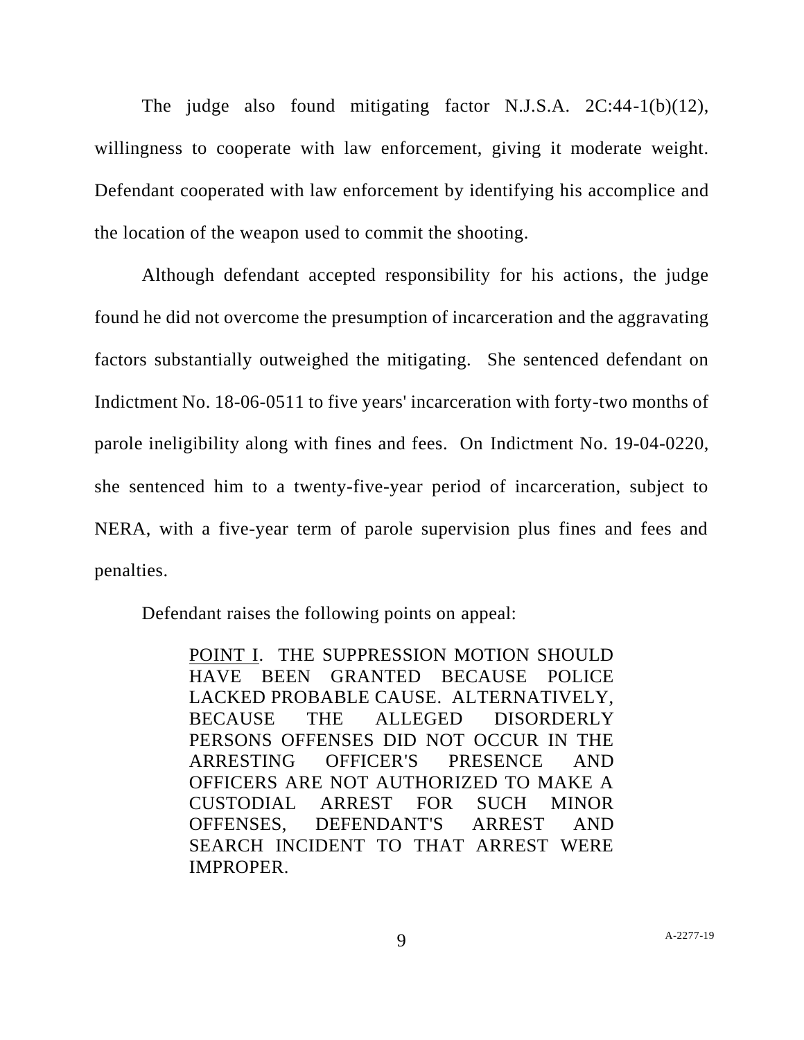The judge also found mitigating factor N.J.S.A. 2C:44-1(b)(12), willingness to cooperate with law enforcement, giving it moderate weight. Defendant cooperated with law enforcement by identifying his accomplice and the location of the weapon used to commit the shooting.

Although defendant accepted responsibility for his actions, the judge found he did not overcome the presumption of incarceration and the aggravating factors substantially outweighed the mitigating. She sentenced defendant on Indictment No. 18-06-0511 to five years' incarceration with forty-two months of parole ineligibility along with fines and fees. On Indictment No. 19-04-0220, she sentenced him to a twenty-five-year period of incarceration, subject to NERA, with a five-year term of parole supervision plus fines and fees and penalties.

Defendant raises the following points on appeal:

> POINT I. THE SUPPRESSION MOTION SHOULD HAVE BEEN GRANTED BECAUSE POLICE LACKED PROBABLE CAUSE. ALTERNATIVELY, BECAUSE THE ALLEGED DISORDERLY PERSONS OFFENSES DID NOT OCCUR IN THE ARRESTING OFFICER'S PRESENCE AND OFFICERS ARE NOT AUTHORIZED TO MAKE A CUSTODIAL ARREST FOR SUCH MINOR OFFENSES, DEFENDANT'S ARREST AND SEARCH INCIDENT TO THAT ARREST WERE IMPROPER.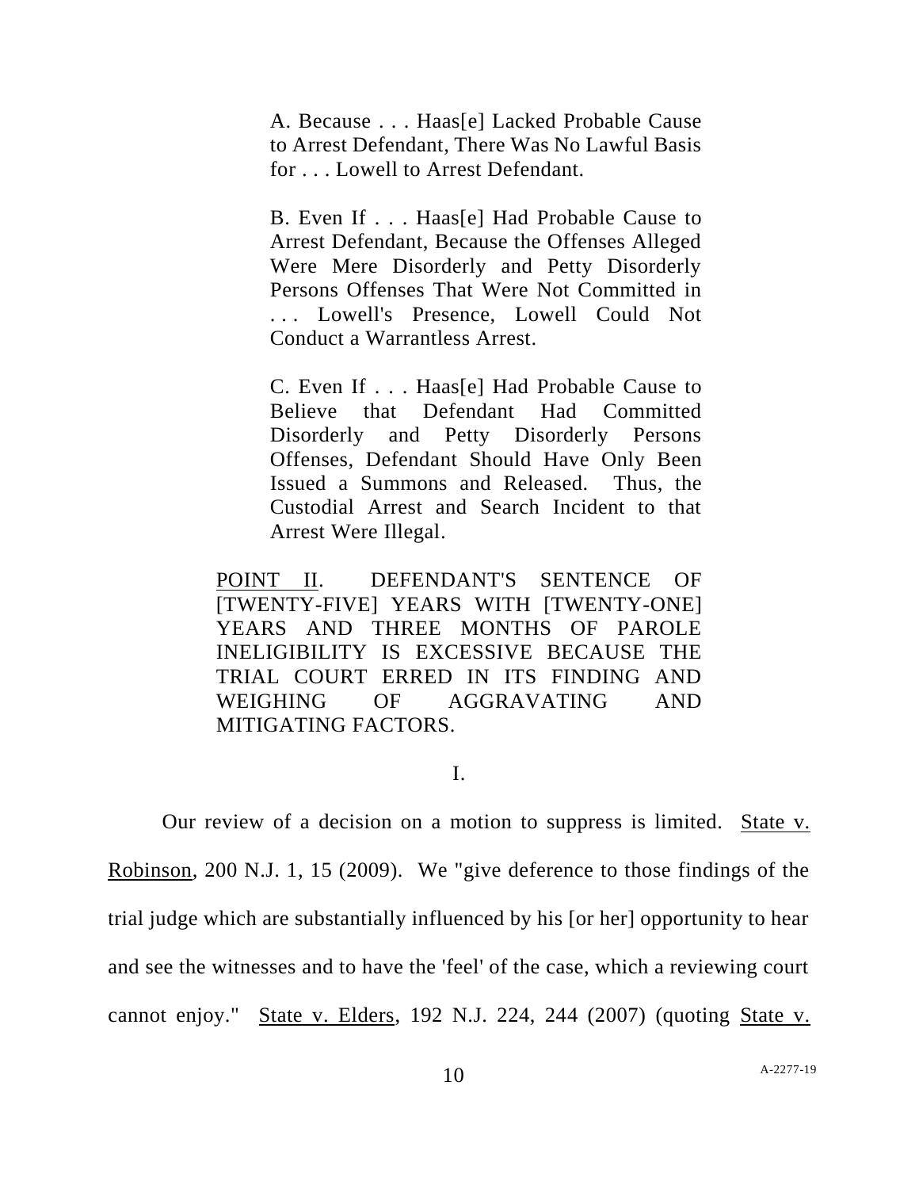A. Because . . . Haas[e] Lacked Probable Cause to Arrest Defendant, There Was No Lawful Basis for . . . Lowell to Arrest Defendant.

B. Even If . . . Haas[e] Had Probable Cause to Arrest Defendant, Because the Offenses Alleged Were Mere Disorderly and Petty Disorderly Persons Offenses That Were Not Committed in . . . Lowell's Presence, Lowell Could Not Conduct a Warrantless Arrest.

C. Even If . . . Haas[e] Had Probable Cause to Believe that Defendant Had Committed Disorderly and Petty Disorderly Persons Offenses, Defendant Should Have Only Been Issued a Summons and Released. Thus, the Custodial Arrest and Search Incident to that Arrest Were Illegal.

<u>POINT II</u>. DEFENDANT'S SENTENCE OF [TWENTY-FIVE] YEARS WITH [TWENTY-ONE] YEARS AND THREE MONTHS OF PAROLE INELIGIBILITY IS EXCESSIVE BECAUSE THE TRIAL COURT ERRED IN ITS FINDING AND WEIGHING OF AGGRAVATING AND MITIGATING FACTORS.

I.

Our review of a decision on a motion to suppress is limited. <u>State v. Robinson</u>, 200 N.J. 1, 15 (2009). We "give deference to those findings of the trial judge which are substantially influenced by his [or her] opportunity to hear and see the witnesses and to have the 'feel' of the case, which a reviewing court cannot enjoy." <u>State v. Elders</u>, 192 N.J. 224, 244 (2007) (quoting <u>State v.</u>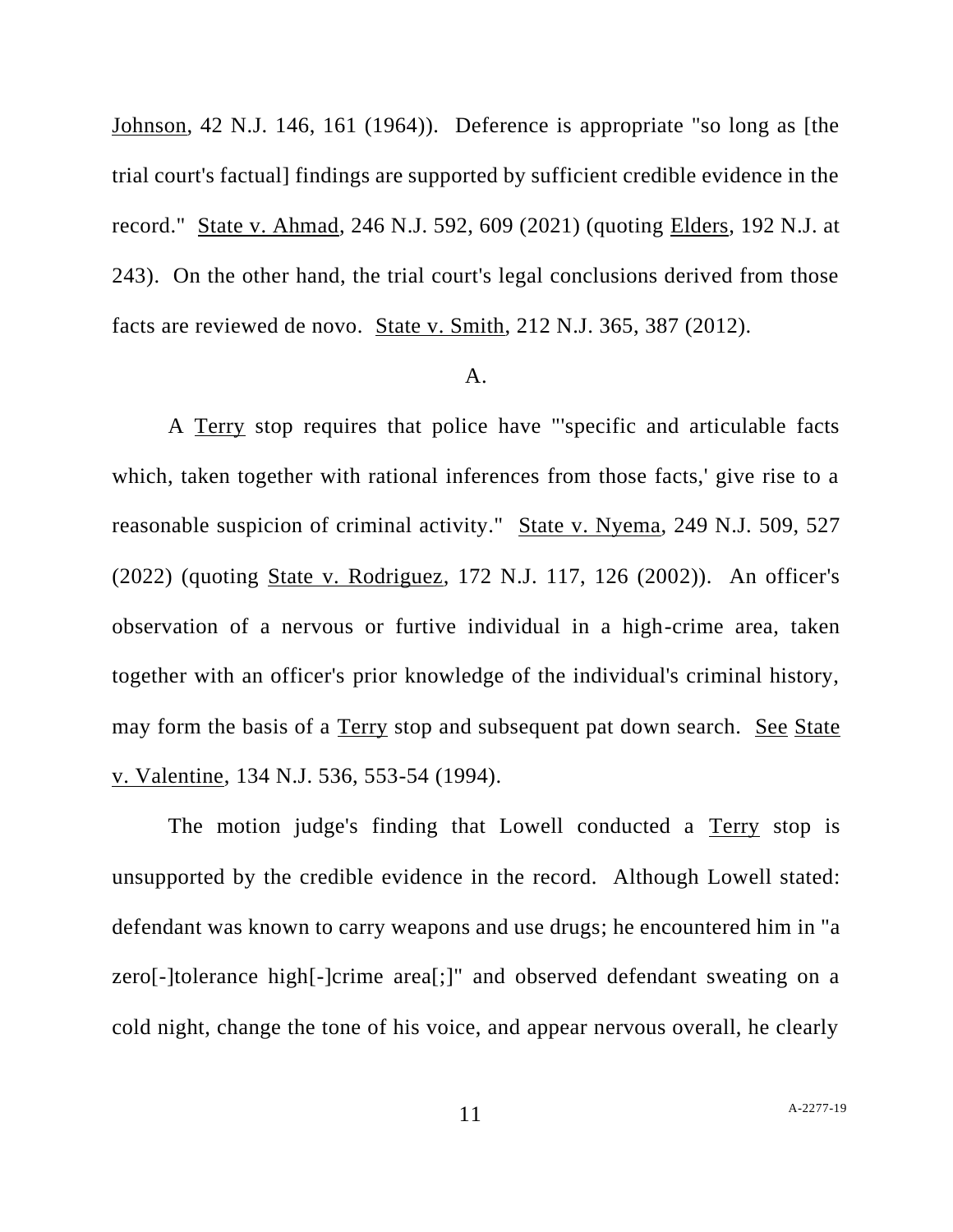Johnson, 42 N.J. 146, 161 (1964)). Deference is appropriate "so long as [the trial court's factual] findings are supported by sufficient credible evidence in the record." State v. Ahmad, 246 N.J. 592, 609 (2021) (quoting Elders, 192 N.J. at 243). On the other hand, the trial court's legal conclusions derived from those facts are reviewed de novo. State v. Smith, 212 N.J. 365, 387 (2012).

A.

A Terry stop requires that police have "'specific and articulable facts which, taken together with rational inferences from those facts,' give rise to a reasonable suspicion of criminal activity." State v. Nyema, 249 N.J. 509, 527 (2022) (quoting State v. Rodriguez, 172 N.J. 117, 126 (2002)). An officer's observation of a nervous or furtive individual in a high-crime area, taken together with an officer's prior knowledge of the individual's criminal history, may form the basis of a Terry stop and subsequent pat down search. See State v. Valentine, 134 N.J. 536, 553-54 (1994).

The motion judge's finding that Lowell conducted a Terry stop is unsupported by the credible evidence in the record. Although Lowell stated: defendant was known to carry weapons and use drugs; he encountered him in "a zero[-]tolerance high[-]crime area[;]" and observed defendant sweating on a cold night, change the tone of his voice, and appear nervous overall, he clearly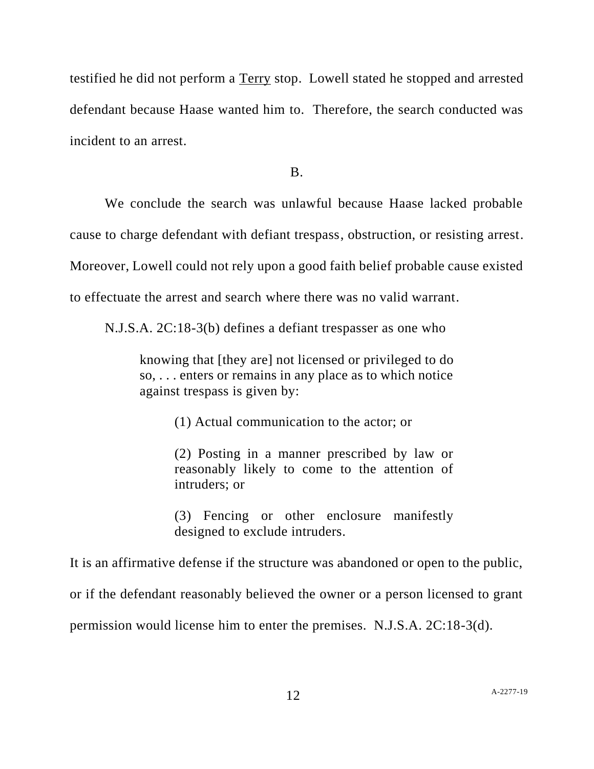testified he did not perform a Terry stop. Lowell stated he stopped and arrested defendant because Haase wanted him to. Therefore, the search conducted was incident to an arrest.

B.

We conclude the search was unlawful because Haase lacked probable cause to charge defendant with defiant trespass, obstruction, or resisting arrest. Moreover, Lowell could not rely upon a good faith belief probable cause existed to effectuate the arrest and search where there was no valid warrant.

N.J.S.A. 2C:18-3(b) defines a defiant trespasser as one who

> knowing that [they are] not licensed or privileged to do so, . . . enters or remains in any place as to which notice against trespass is given by:
>
> > (1) Actual communication to the actor; or
> >
> > (2) Posting in a manner prescribed by law or reasonably likely to come to the attention of intruders; or
> >
> > (3) Fencing or other enclosure manifestly designed to exclude intruders.

It is an affirmative defense if the structure was abandoned or open to the public, or if the defendant reasonably believed the owner or a person licensed to grant permission would license him to enter the premises. N.J.S.A. 2C:18-3(d).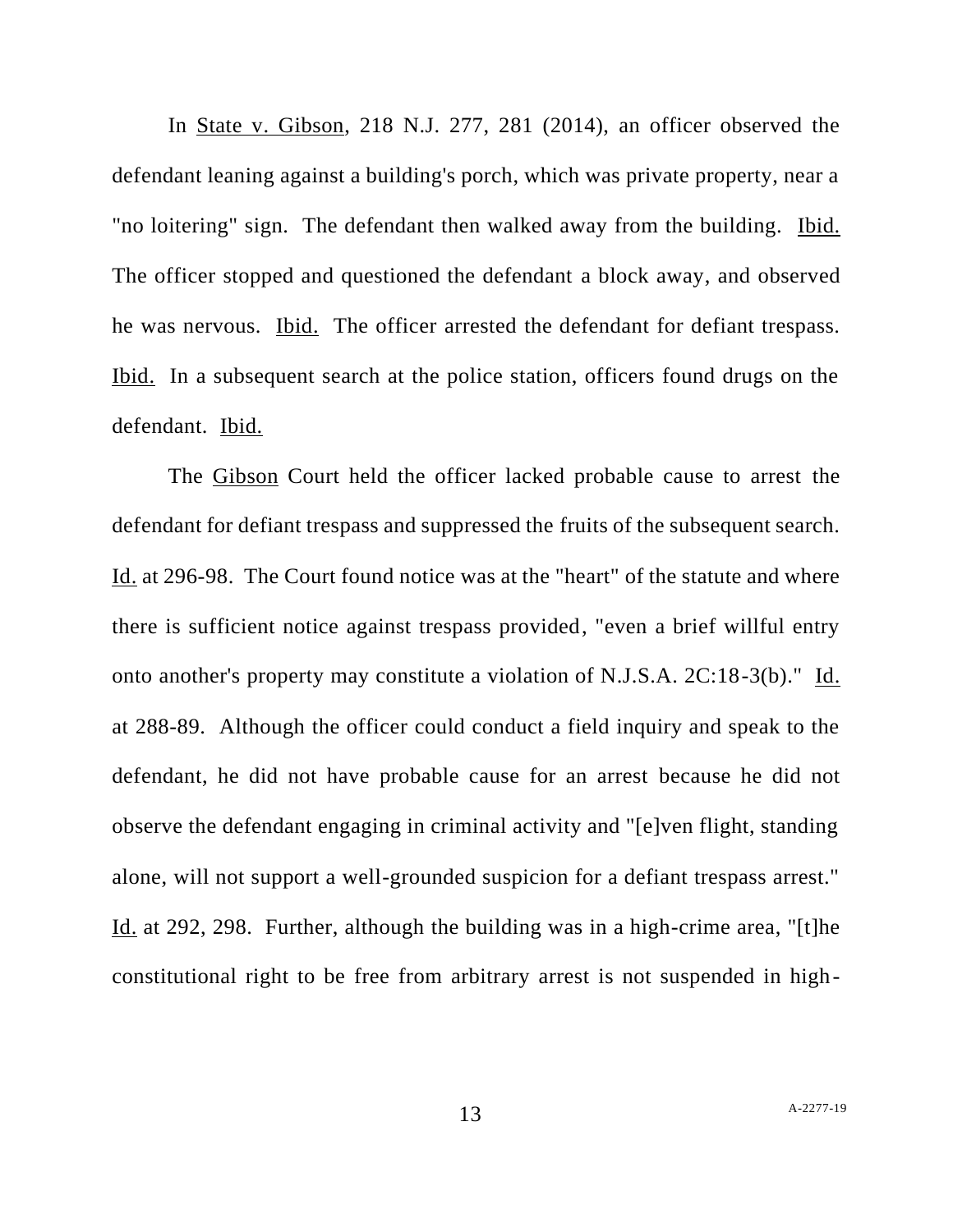In State v. Gibson, 218 N.J. 277, 281 (2014), an officer observed the defendant leaning against a building's porch, which was private property, near a "no loitering" sign. The defendant then walked away from the building. Ibid. The officer stopped and questioned the defendant a block away, and observed he was nervous. Ibid. The officer arrested the defendant for defiant trespass. Ibid. In a subsequent search at the police station, officers found drugs on the defendant. Ibid.

The Gibson Court held the officer lacked probable cause to arrest the defendant for defiant trespass and suppressed the fruits of the subsequent search. Id. at 296-98. The Court found notice was at the "heart" of the statute and where there is sufficient notice against trespass provided, "even a brief willful entry onto another's property may constitute a violation of N.J.S.A. 2C:18-3(b)." Id. at 288-89. Although the officer could conduct a field inquiry and speak to the defendant, he did not have probable cause for an arrest because he did not observe the defendant engaging in criminal activity and "[e]ven flight, standing alone, will not support a well-grounded suspicion for a defiant trespass arrest." Id. at 292, 298. Further, although the building was in a high-crime area, "[t]he constitutional right to be free from arbitrary arrest is not suspended in high-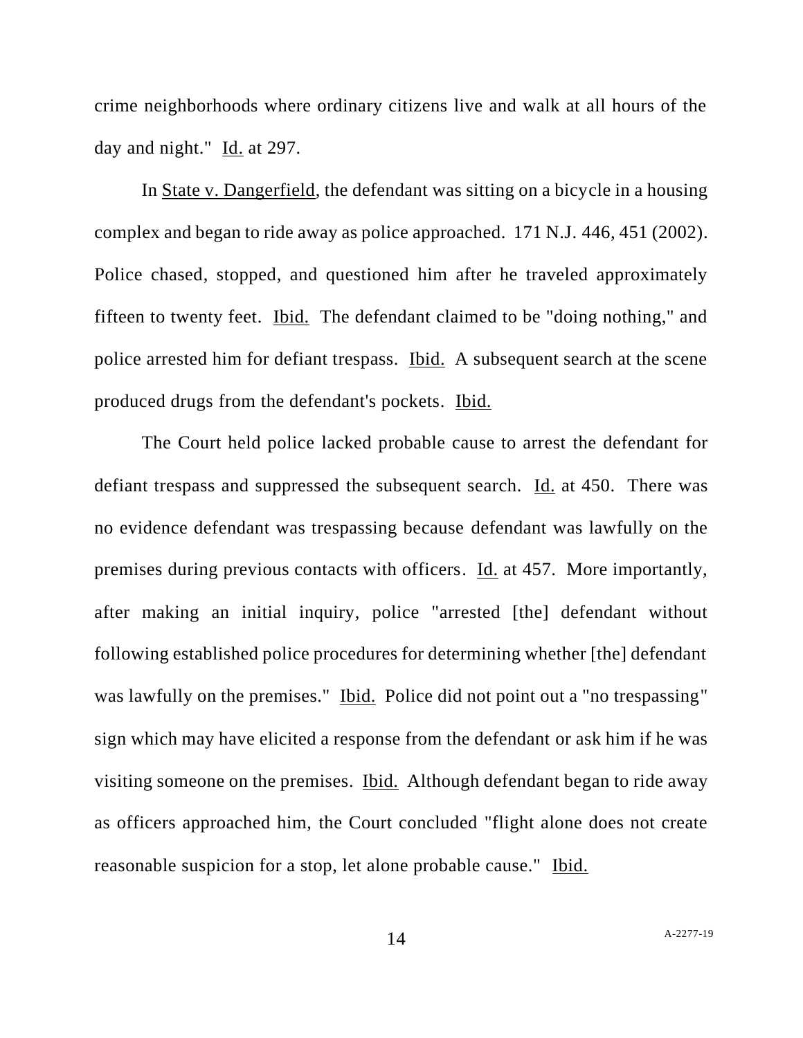crime neighborhoods where ordinary citizens live and walk at all hours of the day and night." Id. at 297.

In State v. Dangerfield, the defendant was sitting on a bicycle in a housing complex and began to ride away as police approached. 171 N.J. 446, 451 (2002). Police chased, stopped, and questioned him after he traveled approximately fifteen to twenty feet. Ibid. The defendant claimed to be "doing nothing," and police arrested him for defiant trespass. Ibid. A subsequent search at the scene produced drugs from the defendant's pockets. Ibid.

The Court held police lacked probable cause to arrest the defendant for defiant trespass and suppressed the subsequent search. Id. at 450. There was no evidence defendant was trespassing because defendant was lawfully on the premises during previous contacts with officers. Id. at 457. More importantly, after making an initial inquiry, police "arrested [the] defendant without following established police procedures for determining whether [the] defendant was lawfully on the premises." Ibid. Police did not point out a "no trespassing" sign which may have elicited a response from the defendant or ask him if he was visiting someone on the premises. Ibid. Although defendant began to ride away as officers approached him, the Court concluded "flight alone does not create reasonable suspicion for a stop, let alone probable cause." Ibid.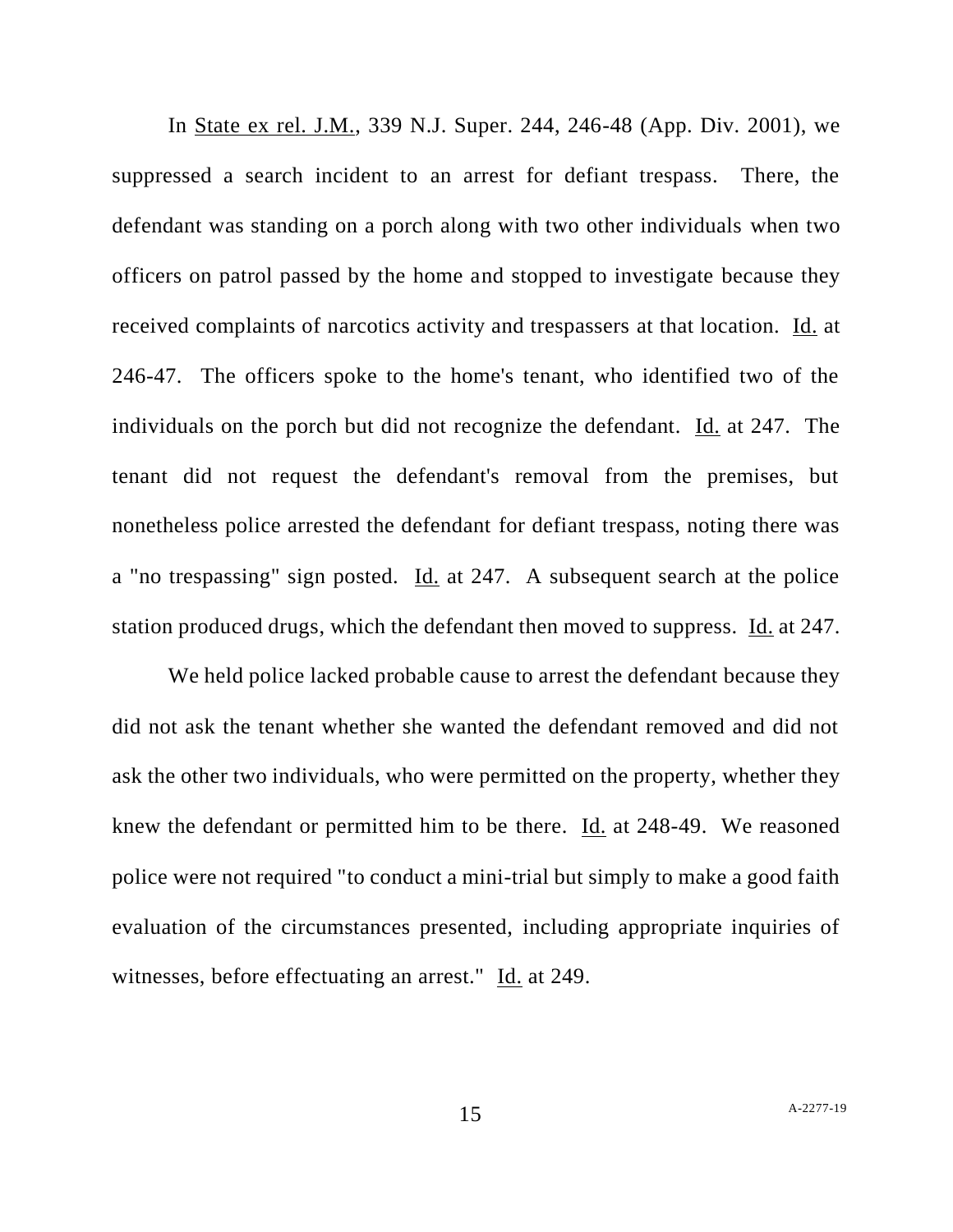In State ex rel. J.M., 339 N.J. Super. 244, 246-48 (App. Div. 2001), we suppressed a search incident to an arrest for defiant trespass. There, the defendant was standing on a porch along with two other individuals when two officers on patrol passed by the home and stopped to investigate because they received complaints of narcotics activity and trespassers at that location. Id. at 246-47. The officers spoke to the home's tenant, who identified two of the individuals on the porch but did not recognize the defendant. Id. at 247. The tenant did not request the defendant's removal from the premises, but nonetheless police arrested the defendant for defiant trespass, noting there was a "no trespassing" sign posted. Id. at 247. A subsequent search at the police station produced drugs, which the defendant then moved to suppress. Id. at 247.

We held police lacked probable cause to arrest the defendant because they did not ask the tenant whether she wanted the defendant removed and did not ask the other two individuals, who were permitted on the property, whether they knew the defendant or permitted him to be there. Id. at 248-49. We reasoned police were not required "to conduct a mini-trial but simply to make a good faith evaluation of the circumstances presented, including appropriate inquiries of witnesses, before effectuating an arrest." Id. at 249.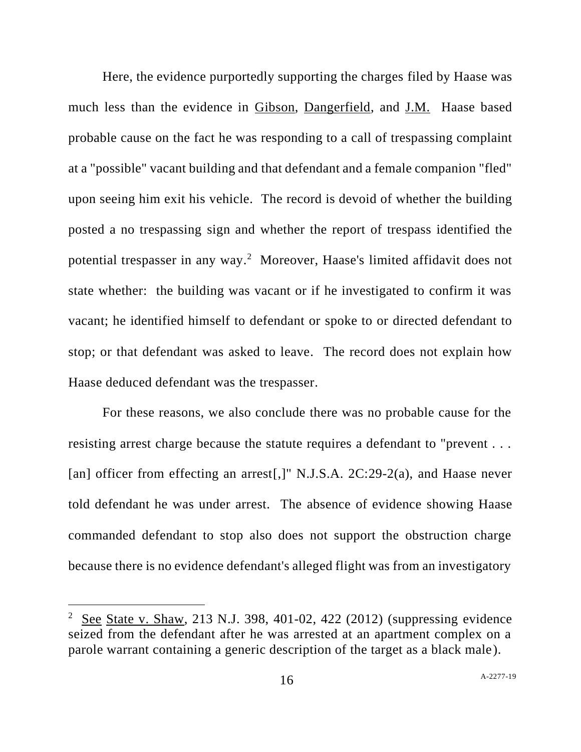Here, the evidence purportedly supporting the charges filed by Haase was much less than the evidence in Gibson, Dangerfield, and J.M. Haase based probable cause on the fact he was responding to a call of trespassing complaint at a "possible" vacant building and that defendant and a female companion "fled" upon seeing him exit his vehicle. The record is devoid of whether the building posted a no trespassing sign and whether the report of trespass identified the potential trespasser in any way.[2] Moreover, Haase's limited affidavit does not state whether: the building was vacant or if he investigated to confirm it was vacant; he identified himself to defendant or spoke to or directed defendant to stop; or that defendant was asked to leave. The record does not explain how Haase deduced defendant was the trespasser.

For these reasons, we also conclude there was no probable cause for the resisting arrest charge because the statute requires a defendant to "prevent . . . [an] officer from effecting an arrest[,]" N.J.S.A. 2C:29-2(a), and Haase never told defendant he was under arrest. The absence of evidence showing Haase commanded defendant to stop also does not support the obstruction charge because there is no evidence defendant's alleged flight was from an investigatory

---

[2] See State v. Shaw, 213 N.J. 398, 401-02, 422 (2012) (suppressing evidence seized from the defendant after he was arrested at an apartment complex on a parole warrant containing a generic description of the target as a black male).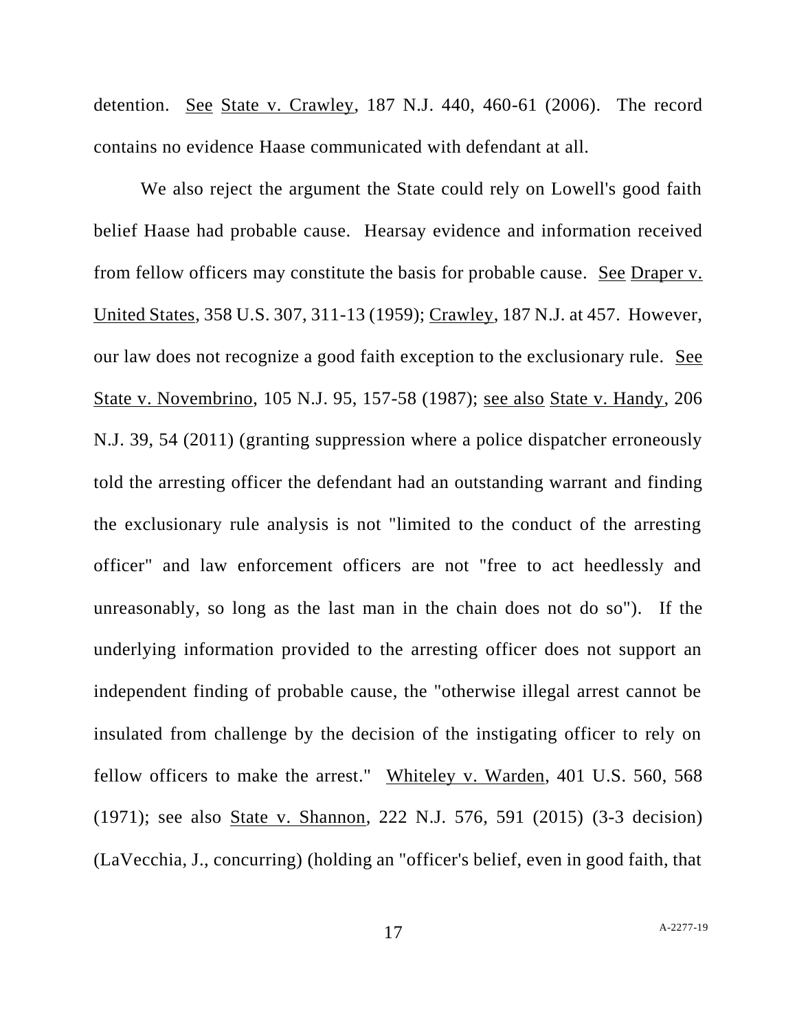detention. See State v. Crawley, 187 N.J. 440, 460-61 (2006). The record contains no evidence Haase communicated with defendant at all.

We also reject the argument the State could rely on Lowell's good faith belief Haase had probable cause. Hearsay evidence and information received from fellow officers may constitute the basis for probable cause. See Draper v. United States, 358 U.S. 307, 311-13 (1959); Crawley, 187 N.J. at 457. However, our law does not recognize a good faith exception to the exclusionary rule. See State v. Novembrino, 105 N.J. 95, 157-58 (1987); see also State v. Handy, 206 N.J. 39, 54 (2011) (granting suppression where a police dispatcher erroneously told the arresting officer the defendant had an outstanding warrant and finding the exclusionary rule analysis is not "limited to the conduct of the arresting officer" and law enforcement officers are not "free to act heedlessly and unreasonably, so long as the last man in the chain does not do so"). If the underlying information provided to the arresting officer does not support an independent finding of probable cause, the "otherwise illegal arrest cannot be insulated from challenge by the decision of the instigating officer to rely on fellow officers to make the arrest." Whiteley v. Warden, 401 U.S. 560, 568 (1971); see also State v. Shannon, 222 N.J. 576, 591 (2015) (3-3 decision) (LaVecchia, J., concurring) (holding an "officer's belief, even in good faith, that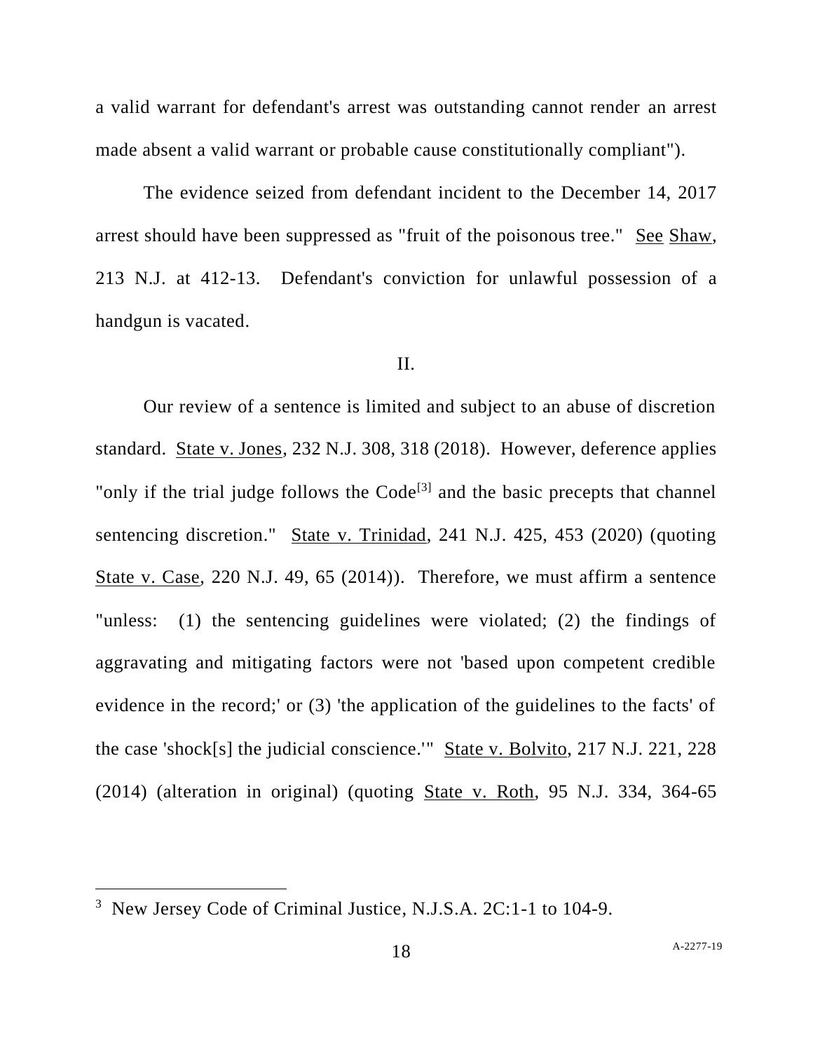a valid warrant for defendant's arrest was outstanding cannot render an arrest made absent a valid warrant or probable cause constitutionally compliant").

The evidence seized from defendant incident to the December 14, 2017 arrest should have been suppressed as "fruit of the poisonous tree." See Shaw, 213 N.J. at 412-13. Defendant's conviction for unlawful possession of a handgun is vacated.

II.

Our review of a sentence is limited and subject to an abuse of discretion standard. State v. Jones, 232 N.J. 308, 318 (2018). However, deference applies "only if the trial judge follows the Code[3] and the basic precepts that channel sentencing discretion." State v. Trinidad, 241 N.J. 425, 453 (2020) (quoting State v. Case, 220 N.J. 49, 65 (2014)). Therefore, we must affirm a sentence "unless: (1) the sentencing guidelines were violated; (2) the findings of aggravating and mitigating factors were not 'based upon competent credible evidence in the record;' or (3) 'the application of the guidelines to the facts' of the case 'shock[s] the judicial conscience.'" State v. Bolvito, 217 N.J. 221, 228 (2014) (alteration in original) (quoting State v. Roth, 95 N.J. 334, 364-65

[3] New Jersey Code of Criminal Justice, N.J.S.A. 2C:1-1 to 104-9.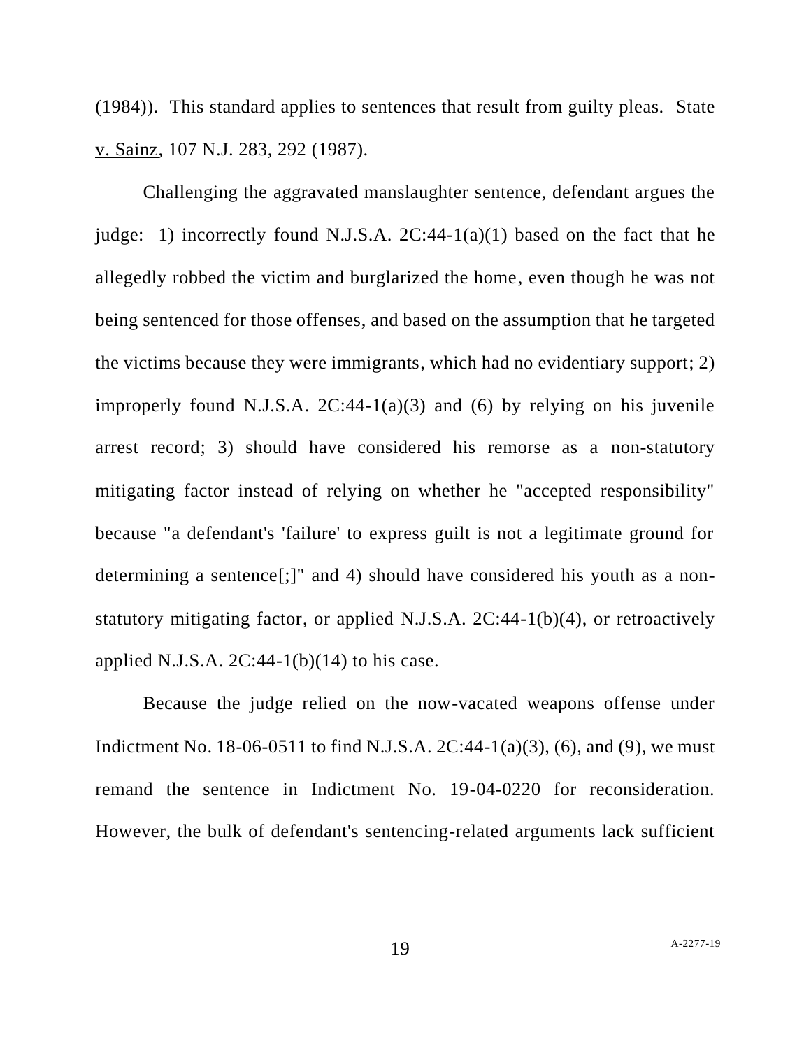(1984)). This standard applies to sentences that result from guilty pleas. State v. Sainz, 107 N.J. 283, 292 (1987).

Challenging the aggravated manslaughter sentence, defendant argues the judge: 1) incorrectly found N.J.S.A. 2C:44-1(a)(1) based on the fact that he allegedly robbed the victim and burglarized the home, even though he was not being sentenced for those offenses, and based on the assumption that he targeted the victims because they were immigrants, which had no evidentiary support; 2) improperly found N.J.S.A. 2C:44-1(a)(3) and (6) by relying on his juvenile arrest record; 3) should have considered his remorse as a non-statutory mitigating factor instead of relying on whether he "accepted responsibility" because "a defendant's 'failure' to express guilt is not a legitimate ground for determining a sentence[;]" and 4) should have considered his youth as a non-statutory mitigating factor, or applied N.J.S.A. 2C:44-1(b)(4), or retroactively applied N.J.S.A. 2C:44-1(b)(14) to his case.

Because the judge relied on the now-vacated weapons offense under Indictment No. 18-06-0511 to find N.J.S.A. 2C:44-1(a)(3), (6), and (9), we must remand the sentence in Indictment No. 19-04-0220 for reconsideration. However, the bulk of defendant's sentencing-related arguments lack sufficient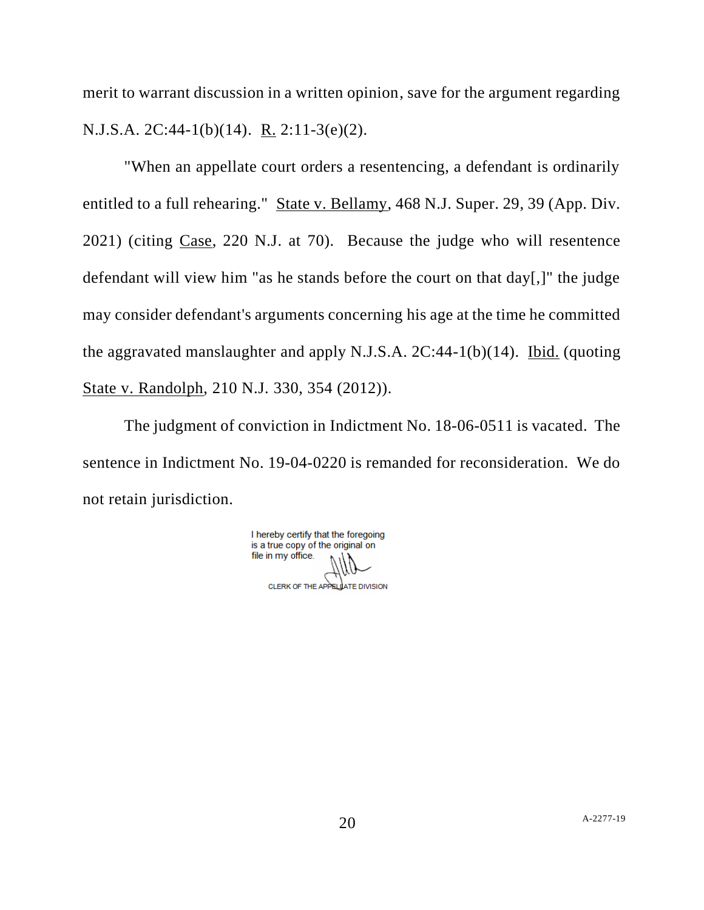merit to warrant discussion in a written opinion, save for the argument regarding N.J.S.A. 2C:44-1(b)(14). R. 2:11-3(e)(2).

"When an appellate court orders a resentencing, a defendant is ordinarily entitled to a full rehearing." State v. Bellamy, 468 N.J. Super. 29, 39 (App. Div. 2021) (citing Case, 220 N.J. at 70). Because the judge who will resentence defendant will view him "as he stands before the court on that day[,]" the judge may consider defendant's arguments concerning his age at the time he committed the aggravated manslaughter and apply N.J.S.A. 2C:44-1(b)(14). Ibid. (quoting State v. Randolph, 210 N.J. 330, 354 (2012)).

The judgment of conviction in Indictment No. 18-06-0511 is vacated. The sentence in Indictment No. 19-04-0220 is remanded for reconsideration. We do not retain jurisdiction.

I hereby certify that the foregoing is a true copy of the original on file in my office.

CLERK OF THE APPELLATE DIVISION